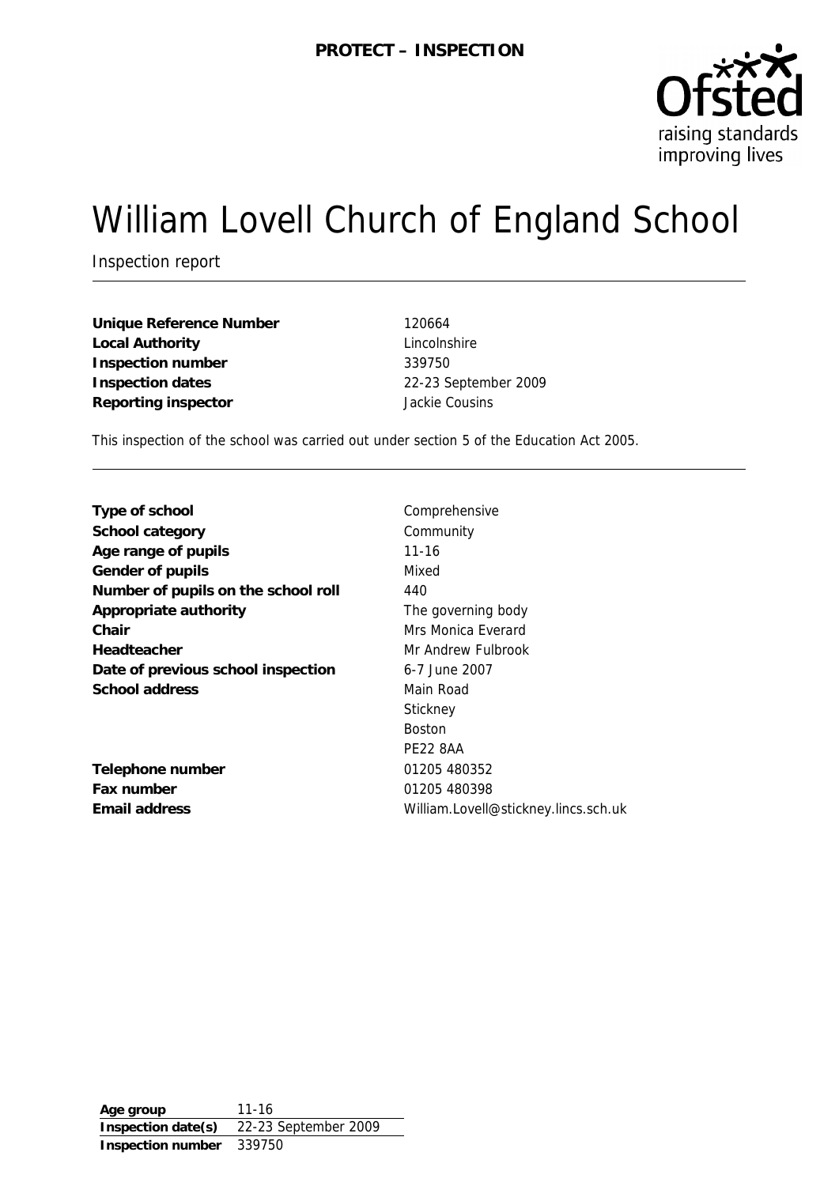**PROTECT – INSPECTION**

# William Lovell Church of England School

Inspection report

| | |
|---|---|
| **Unique Reference Number** | 120664 |
| **Local Authority** | Lincolnshire |
| **Inspection number** | 339750 |
| **Inspection dates** | 22-23 September 2009 |
| **Reporting inspector** | Jackie Cousins |

This inspection of the school was carried out under section 5 of the Education Act 2005.

| | |
|---|---|
| **Type of school** | Comprehensive |
| **School category** | Community |
| **Age range of pupils** | 11-16 |
| **Gender of pupils** | Mixed |
| **Number of pupils on the school roll** | 440 |
| **Appropriate authority** | The governing body |
| **Chair** | Mrs Monica Everard |
| **Headteacher** | Mr Andrew Fulbrook |
| **Date of previous school inspection** | 6-7 June 2007 |
| **School address** | Main Road<br>Stickney<br>Boston<br>PE22 8AA |
| **Telephone number** | 01205 480352 |
| **Fax number** | 01205 480398 |
| **Email address** | William.Lovell@stickney.lincs.sch.uk |

| | |
|---|---|
| **Age group** | 11-16 |
| **Inspection date(s)** | 22-23 September 2009 |
| **Inspection number** | 339750 |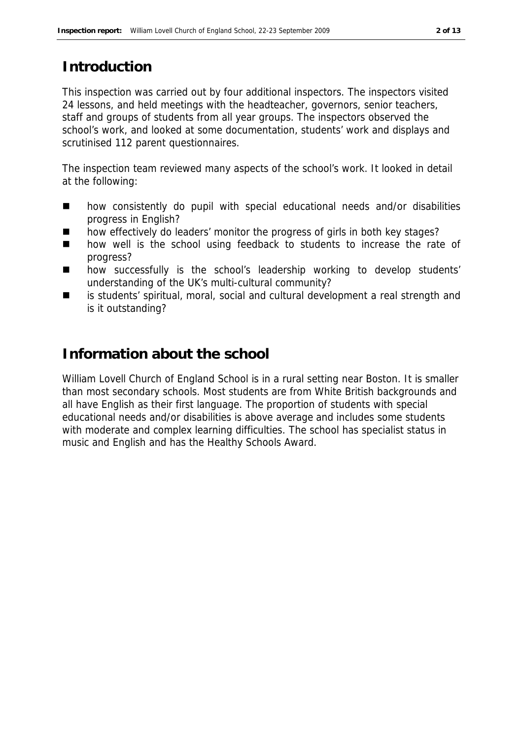## Introduction

This inspection was carried out by four additional inspectors. The inspectors visited 24 lessons, and held meetings with the headteacher, governors, senior teachers, staff and groups of students from all year groups. The inspectors observed the school's work, and looked at some documentation, students' work and displays and scrutinised 112 parent questionnaires.

The inspection team reviewed many aspects of the school's work. It looked in detail at the following:

- how consistently do pupil with special educational needs and/or disabilities progress in English?
- how effectively do leaders' monitor the progress of girls in both key stages?
- how well is the school using feedback to students to increase the rate of progress?
- how successfully is the school's leadership working to develop students' understanding of the UK's multi-cultural community?
- is students' spiritual, moral, social and cultural development a real strength and is it outstanding?

## Information about the school

William Lovell Church of England School is in a rural setting near Boston. It is smaller than most secondary schools. Most students are from White British backgrounds and all have English as their first language. The proportion of students with special educational needs and/or disabilities is above average and includes some students with moderate and complex learning difficulties. The school has specialist status in music and English and has the Healthy Schools Award.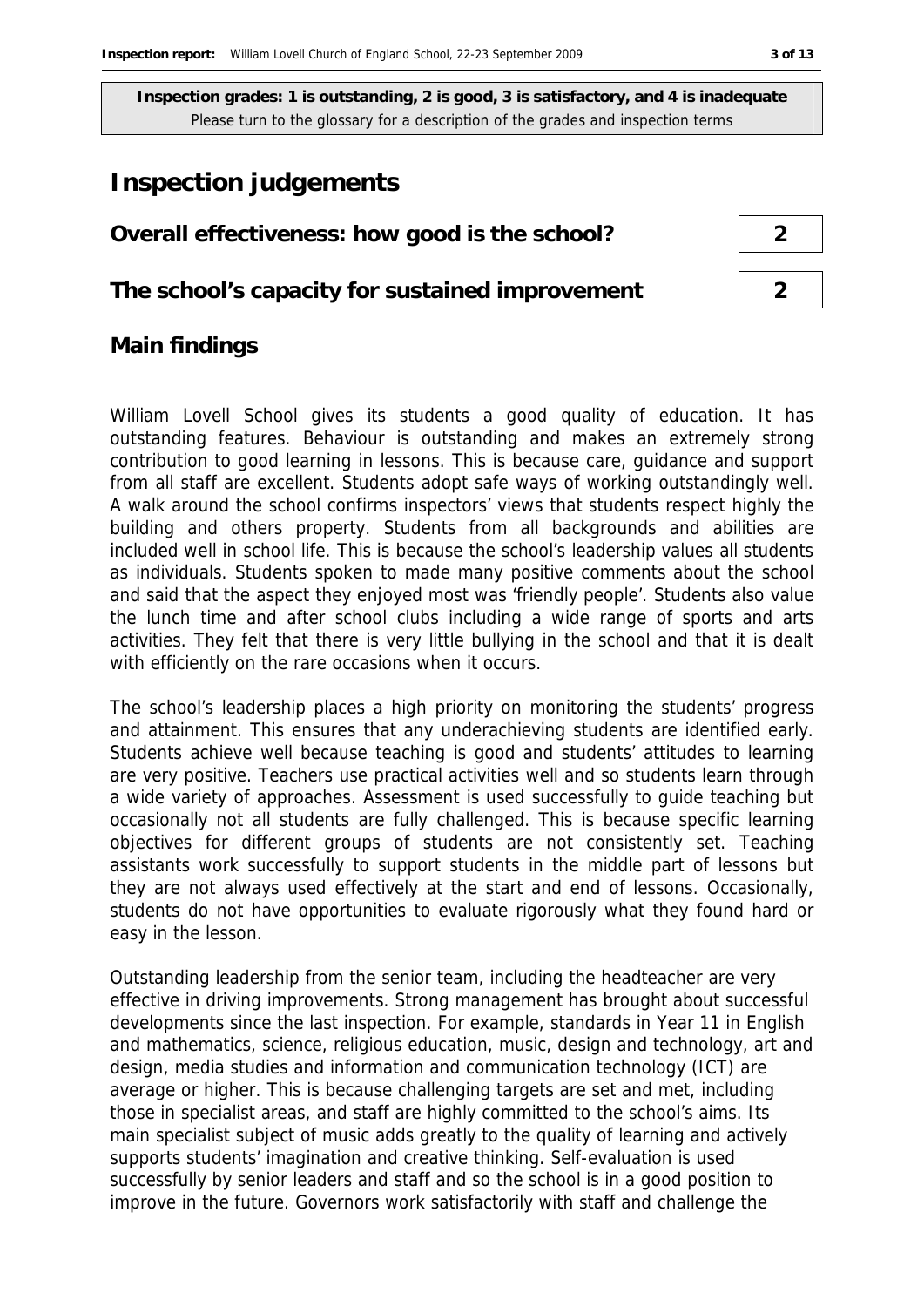**Inspection grades: 1 is outstanding, 2 is good, 3 is satisfactory, and 4 is inadequate**
Please turn to the glossary for a description of the grades and inspection terms

# Inspection judgements

| | |
|---|---|
| **Overall effectiveness: how good is the school?** | **2** |
| **The school's capacity for sustained improvement** | **2** |

## Main findings

William Lovell School gives its students a good quality of education. It has outstanding features. Behaviour is outstanding and makes an extremely strong contribution to good learning in lessons. This is because care, guidance and support from all staff are excellent. Students adopt safe ways of working outstandingly well. A walk around the school confirms inspectors' views that students respect highly the building and others property. Students from all backgrounds and abilities are included well in school life. This is because the school's leadership values all students as individuals. Students spoken to made many positive comments about the school and said that the aspect they enjoyed most was 'friendly people'. Students also value the lunch time and after school clubs including a wide range of sports and arts activities. They felt that there is very little bullying in the school and that it is dealt with efficiently on the rare occasions when it occurs.

The school's leadership places a high priority on monitoring the students' progress and attainment. This ensures that any underachieving students are identified early. Students achieve well because teaching is good and students' attitudes to learning are very positive. Teachers use practical activities well and so students learn through a wide variety of approaches. Assessment is used successfully to guide teaching but occasionally not all students are fully challenged. This is because specific learning objectives for different groups of students are not consistently set. Teaching assistants work successfully to support students in the middle part of lessons but they are not always used effectively at the start and end of lessons. Occasionally, students do not have opportunities to evaluate rigorously what they found hard or easy in the lesson.

Outstanding leadership from the senior team, including the headteacher are very effective in driving improvements. Strong management has brought about successful developments since the last inspection. For example, standards in Year 11 in English and mathematics, science, religious education, music, design and technology, art and design, media studies and information and communication technology (ICT) are average or higher. This is because challenging targets are set and met, including those in specialist areas, and staff are highly committed to the school's aims. Its main specialist subject of music adds greatly to the quality of learning and actively supports students' imagination and creative thinking. Self-evaluation is used successfully by senior leaders and staff and so the school is in a good position to improve in the future. Governors work satisfactorily with staff and challenge the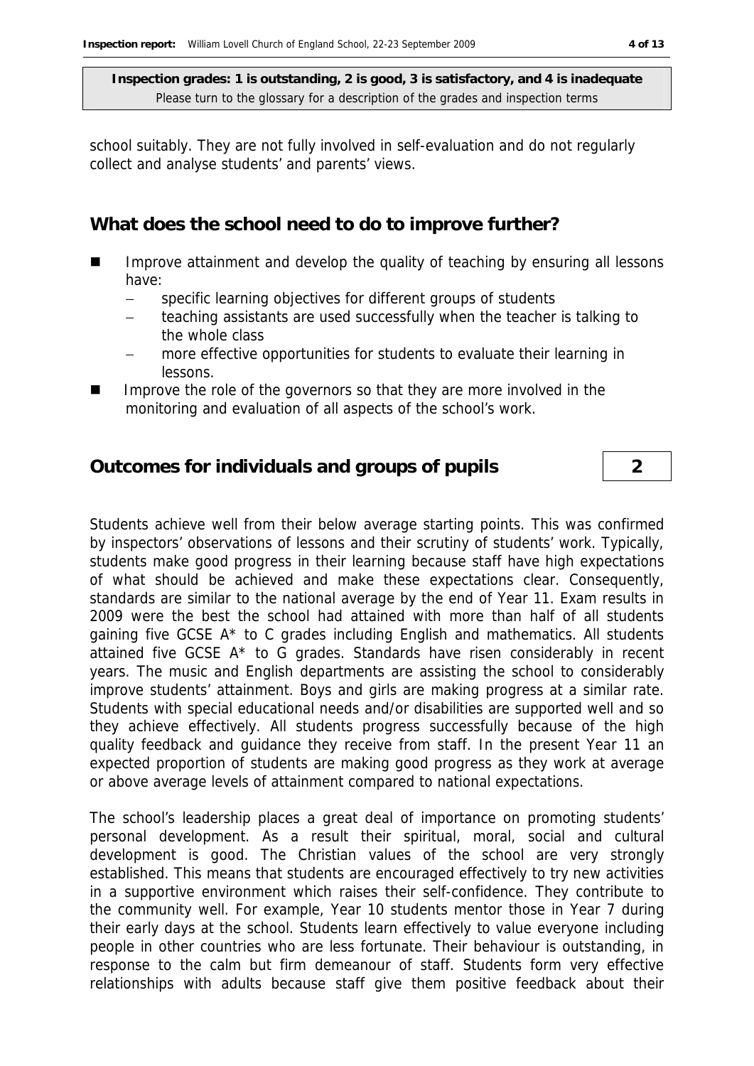**Inspection grades: 1 is outstanding, 2 is good, 3 is satisfactory, and 4 is inadequate**
Please turn to the glossary for a description of the grades and inspection terms

school suitably. They are not fully involved in self-evaluation and do not regularly collect and analyse students' and parents' views.

## What does the school need to do to improve further?

- Improve attainment and develop the quality of teaching by ensuring all lessons have:
  - specific learning objectives for different groups of students
  - teaching assistants are used successfully when the teacher is talking to the whole class
  - more effective opportunities for students to evaluate their learning in lessons.
- Improve the role of the governors so that they are more involved in the monitoring and evaluation of all aspects of the school's work.

## Outcomes for individuals and groups of pupils — 2

Students achieve well from their below average starting points. This was confirmed by inspectors' observations of lessons and their scrutiny of students' work. Typically, students make good progress in their learning because staff have high expectations of what should be achieved and make these expectations clear. Consequently, standards are similar to the national average by the end of Year 11. Exam results in 2009 were the best the school had attained with more than half of all students gaining five GCSE A* to C grades including English and mathematics. All students attained five GCSE A* to G grades. Standards have risen considerably in recent years. The music and English departments are assisting the school to considerably improve students' attainment. Boys and girls are making progress at a similar rate. Students with special educational needs and/or disabilities are supported well and so they achieve effectively. All students progress successfully because of the high quality feedback and guidance they receive from staff. In the present Year 11 an expected proportion of students are making good progress as they work at average or above average levels of attainment compared to national expectations.

The school's leadership places a great deal of importance on promoting students' personal development. As a result their spiritual, moral, social and cultural development is good. The Christian values of the school are very strongly established. This means that students are encouraged effectively to try new activities in a supportive environment which raises their self-confidence. They contribute to the community well. For example, Year 10 students mentor those in Year 7 during their early days at the school. Students learn effectively to value everyone including people in other countries who are less fortunate. Their behaviour is outstanding, in response to the calm but firm demeanour of staff. Students form very effective relationships with adults because staff give them positive feedback about their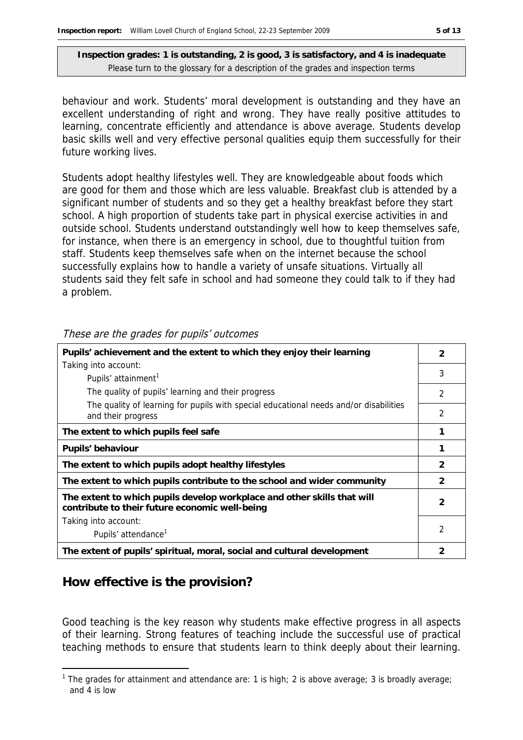**Inspection grades: 1 is outstanding, 2 is good, 3 is satisfactory, and 4 is inadequate**
Please turn to the glossary for a description of the grades and inspection terms

behaviour and work. Students' moral development is outstanding and they have an excellent understanding of right and wrong. They have really positive attitudes to learning, concentrate efficiently and attendance is above average. Students develop basic skills well and very effective personal qualities equip them successfully for their future working lives.

Students adopt healthy lifestyles well. They are knowledgeable about foods which are good for them and those which are less valuable. Breakfast club is attended by a significant number of students and so they get a healthy breakfast before they start school. A high proportion of students take part in physical exercise activities in and outside school. Students understand outstandingly well how to keep themselves safe, for instance, when there is an emergency in school, due to thoughtful tuition from staff. Students keep themselves safe when on the internet because the school successfully explains how to handle a variety of unsafe situations. Virtually all students said they felt safe in school and had someone they could talk to if they had a problem.

*These are the grades for pupils' outcomes*

| | |
|---|---|
| **Pupils' achievement and the extent to which they enjoy their learning** | **2** |
| Taking into account: Pupils' attainment[1] | 3 |
| The quality of pupils' learning and their progress | 2 |
| The quality of learning for pupils with special educational needs and/or disabilities and their progress | 2 |
| **The extent to which pupils feel safe** | **1** |
| **Pupils' behaviour** | **1** |
| **The extent to which pupils adopt healthy lifestyles** | **2** |
| **The extent to which pupils contribute to the school and wider community** | **2** |
| **The extent to which pupils develop workplace and other skills that will contribute to their future economic well-being** | **2** |
| Taking into account: Pupils' attendance[1] | 2 |
| **The extent of pupils' spiritual, moral, social and cultural development** | **2** |

## How effective is the provision?

Good teaching is the key reason why students make effective progress in all aspects of their learning. Strong features of teaching include the successful use of practical teaching methods to ensure that students learn to think deeply about their learning.

[1] The grades for attainment and attendance are: 1 is high; 2 is above average; 3 is broadly average; and 4 is low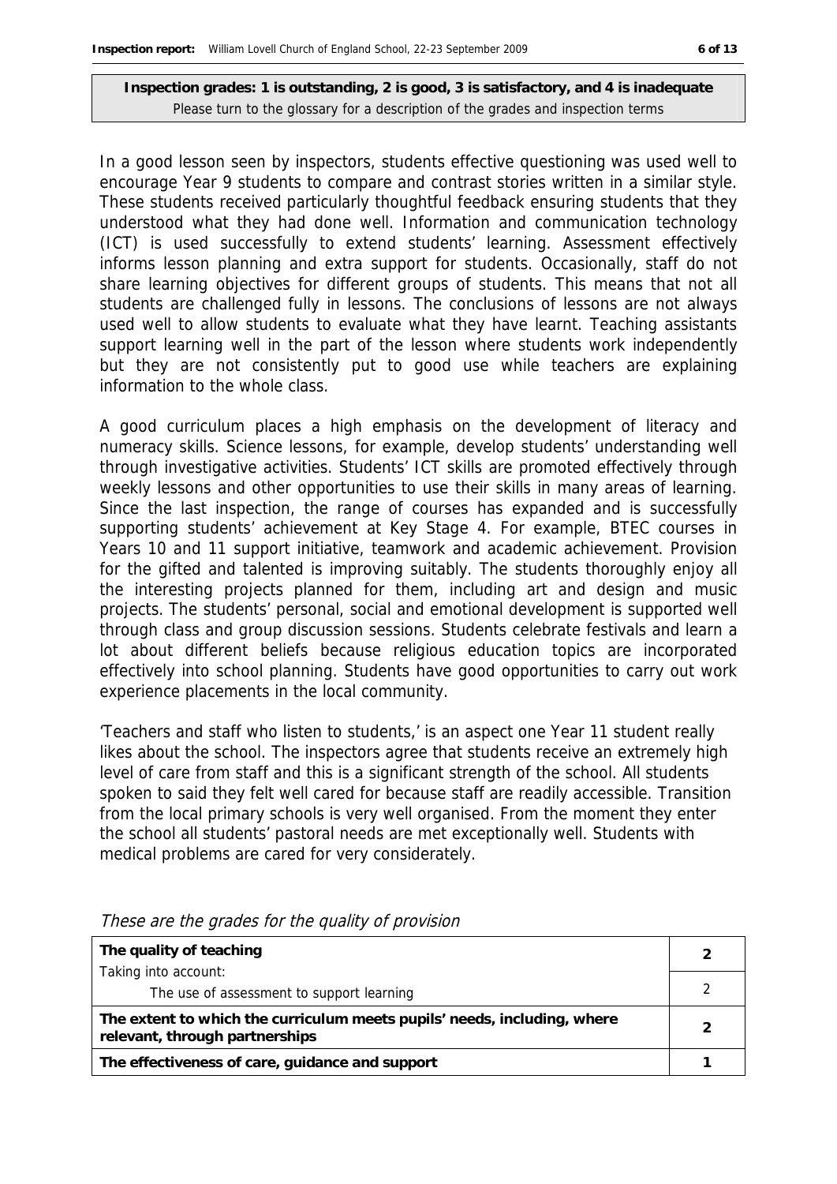**Inspection grades: 1 is outstanding, 2 is good, 3 is satisfactory, and 4 is inadequate**
Please turn to the glossary for a description of the grades and inspection terms

In a good lesson seen by inspectors, students effective questioning was used well to encourage Year 9 students to compare and contrast stories written in a similar style. These students received particularly thoughtful feedback ensuring students that they understood what they had done well. Information and communication technology (ICT) is used successfully to extend students' learning. Assessment effectively informs lesson planning and extra support for students. Occasionally, staff do not share learning objectives for different groups of students. This means that not all students are challenged fully in lessons. The conclusions of lessons are not always used well to allow students to evaluate what they have learnt. Teaching assistants support learning well in the part of the lesson where students work independently but they are not consistently put to good use while teachers are explaining information to the whole class.

A good curriculum places a high emphasis on the development of literacy and numeracy skills. Science lessons, for example, develop students' understanding well through investigative activities. Students' ICT skills are promoted effectively through weekly lessons and other opportunities to use their skills in many areas of learning. Since the last inspection, the range of courses has expanded and is successfully supporting students' achievement at Key Stage 4. For example, BTEC courses in Years 10 and 11 support initiative, teamwork and academic achievement. Provision for the gifted and talented is improving suitably. The students thoroughly enjoy all the interesting projects planned for them, including art and design and music projects. The students' personal, social and emotional development is supported well through class and group discussion sessions. Students celebrate festivals and learn a lot about different beliefs because religious education topics are incorporated effectively into school planning. Students have good opportunities to carry out work experience placements in the local community.

'Teachers and staff who listen to students,' is an aspect one Year 11 student really likes about the school. The inspectors agree that students receive an extremely high level of care from staff and this is a significant strength of the school. All students spoken to said they felt well cared for because staff are readily accessible. Transition from the local primary schools is very well organised. From the moment they enter the school all students' pastoral needs are met exceptionally well. Students with medical problems are cared for very considerately.

*These are the grades for the quality of provision*

| | |
|---|---|
| **The quality of teaching** | **2** |
| Taking into account: The use of assessment to support learning | 2 |
| **The extent to which the curriculum meets pupils' needs, including, where relevant, through partnerships** | **2** |
| **The effectiveness of care, guidance and support** | **1** |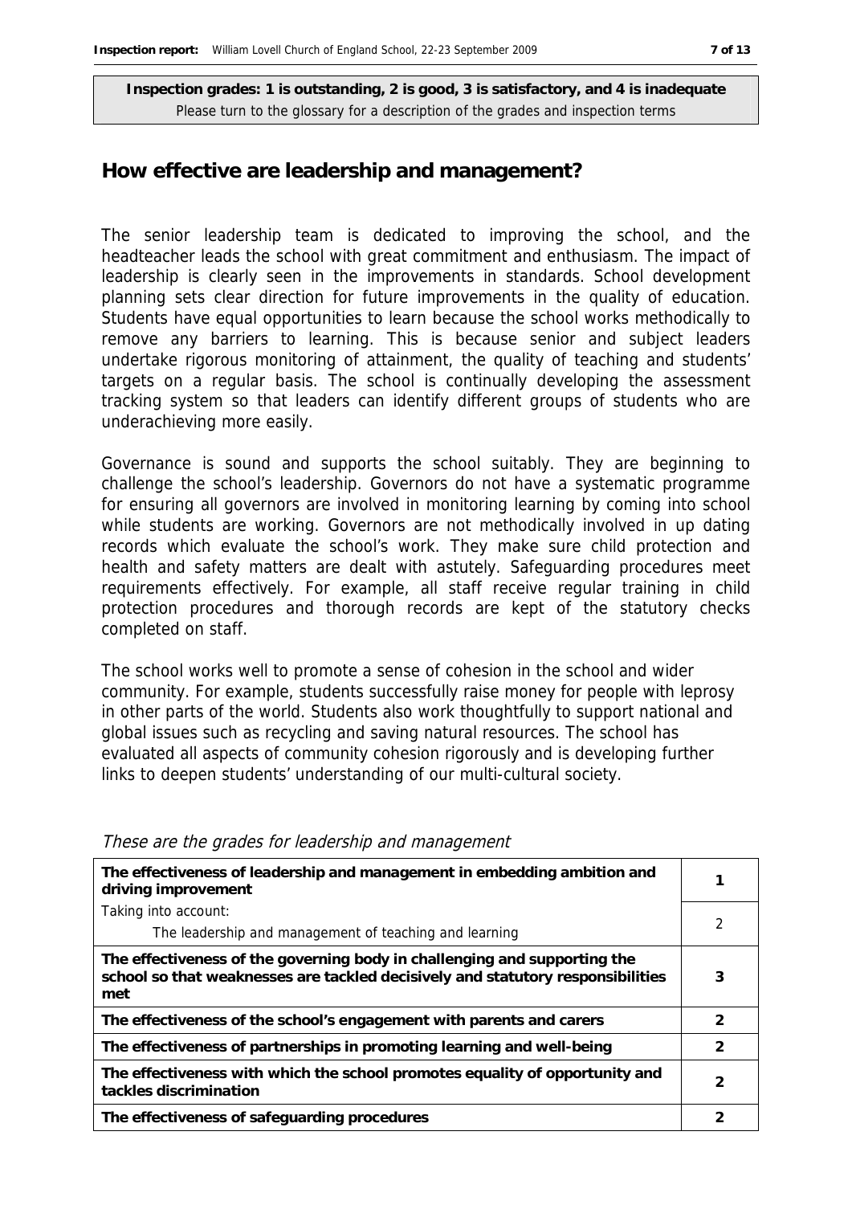**Inspection grades: 1 is outstanding, 2 is good, 3 is satisfactory, and 4 is inadequate**
Please turn to the glossary for a description of the grades and inspection terms

## How effective are leadership and management?

The senior leadership team is dedicated to improving the school, and the headteacher leads the school with great commitment and enthusiasm. The impact of leadership is clearly seen in the improvements in standards. School development planning sets clear direction for future improvements in the quality of education. Students have equal opportunities to learn because the school works methodically to remove any barriers to learning. This is because senior and subject leaders undertake rigorous monitoring of attainment, the quality of teaching and students' targets on a regular basis. The school is continually developing the assessment tracking system so that leaders can identify different groups of students who are underachieving more easily.

Governance is sound and supports the school suitably. They are beginning to challenge the school's leadership. Governors do not have a systematic programme for ensuring all governors are involved in monitoring learning by coming into school while students are working. Governors are not methodically involved in up dating records which evaluate the school's work. They make sure child protection and health and safety matters are dealt with astutely. Safeguarding procedures meet requirements effectively. For example, all staff receive regular training in child protection procedures and thorough records are kept of the statutory checks completed on staff.

The school works well to promote a sense of cohesion in the school and wider community. For example, students successfully raise money for people with leprosy in other parts of the world. Students also work thoughtfully to support national and global issues such as recycling and saving natural resources. The school has evaluated all aspects of community cohesion rigorously and is developing further links to deepen students' understanding of our multi-cultural society.

*These are the grades for leadership and management*

| | |
|---|---|
| **The effectiveness of leadership and management in embedding ambition and driving improvement** | **1** |
| Taking into account:<br>The leadership and management of teaching and learning | 2 |
| **The effectiveness of the governing body in challenging and supporting the school so that weaknesses are tackled decisively and statutory responsibilities met** | **3** |
| **The effectiveness of the school's engagement with parents and carers** | **2** |
| **The effectiveness of partnerships in promoting learning and well-being** | **2** |
| **The effectiveness with which the school promotes equality of opportunity and tackles discrimination** | **2** |
| **The effectiveness of safeguarding procedures** | **2** |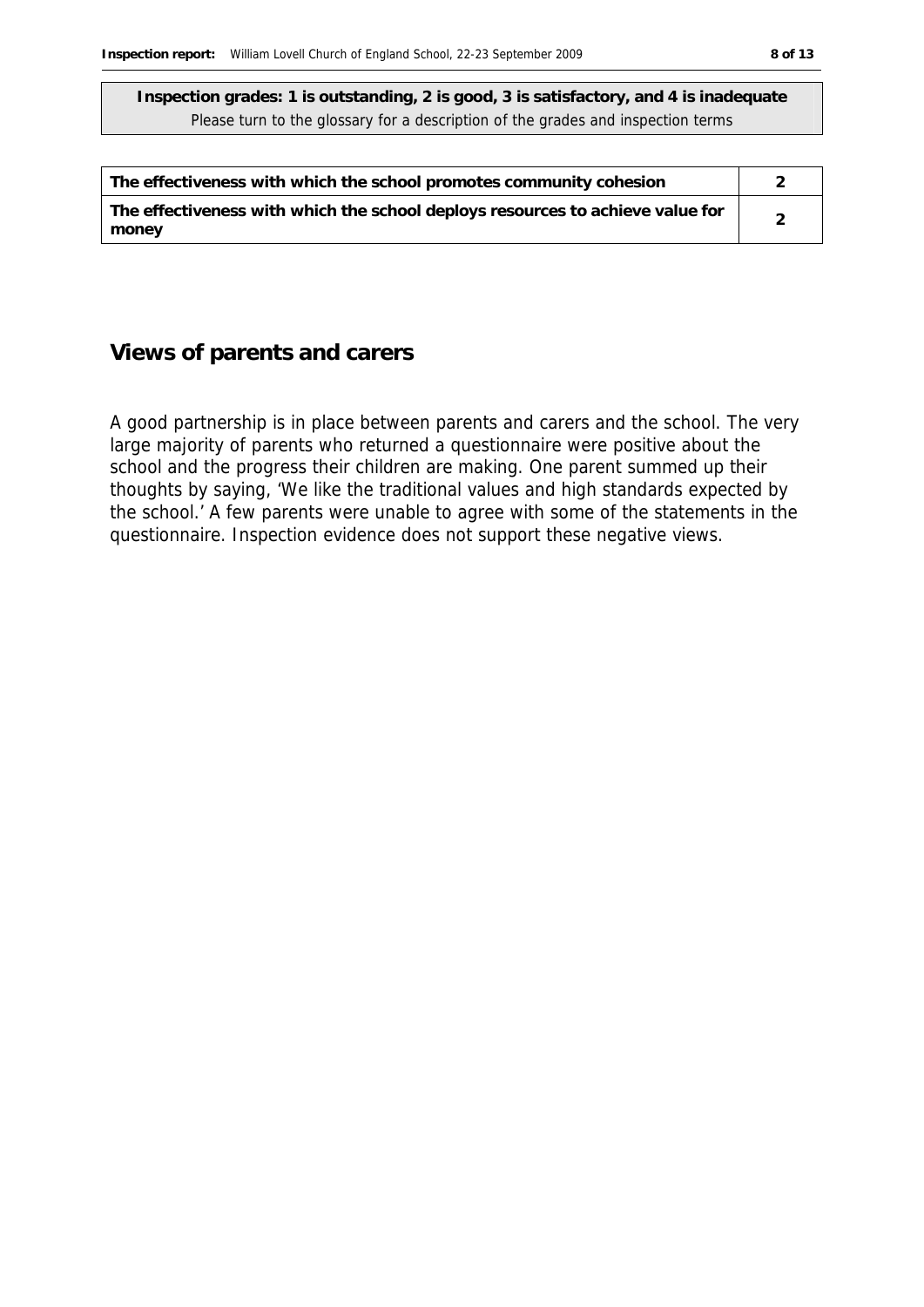**Inspection grades: 1 is outstanding, 2 is good, 3 is satisfactory, and 4 is inadequate**
Please turn to the glossary for a description of the grades and inspection terms

| | |
|---|---|
| **The effectiveness with which the school promotes community cohesion** | **2** |
| **The effectiveness with which the school deploys resources to achieve value for money** | **2** |

## Views of parents and carers

A good partnership is in place between parents and carers and the school. The very large majority of parents who returned a questionnaire were positive about the school and the progress their children are making. One parent summed up their thoughts by saying, 'We like the traditional values and high standards expected by the school.' A few parents were unable to agree with some of the statements in the questionnaire. Inspection evidence does not support these negative views.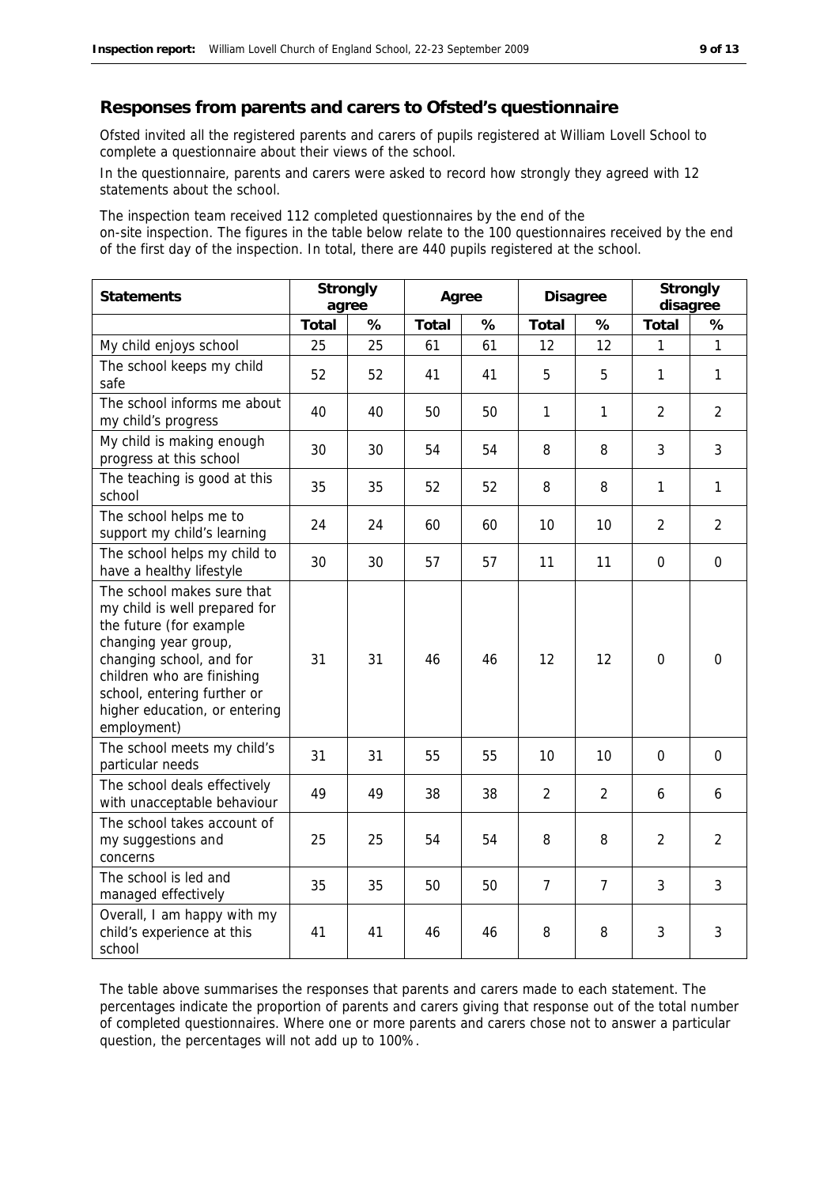## Responses from parents and carers to Ofsted's questionnaire

Ofsted invited all the registered parents and carers of pupils registered at William Lovell School to complete a questionnaire about their views of the school.

In the questionnaire, parents and carers were asked to record how strongly they agreed with 12 statements about the school.

The inspection team received 112 completed questionnaires by the end of the on-site inspection. The figures in the table below relate to the 100 questionnaires received by the end of the first day of the inspection. In total, there are 440 pupils registered at the school.

| Statements | Strongly agree | | Agree | | Disagree | | Strongly disagree | |
|---|---|---|---|---|---|---|---|---|
| | Total | % | Total | % | Total | % | Total | % |
| My child enjoys school | 25 | 25 | 61 | 61 | 12 | 12 | 1 | 1 |
| The school keeps my child safe | 52 | 52 | 41 | 41 | 5 | 5 | 1 | 1 |
| The school informs me about my child's progress | 40 | 40 | 50 | 50 | 1 | 1 | 2 | 2 |
| My child is making enough progress at this school | 30 | 30 | 54 | 54 | 8 | 8 | 3 | 3 |
| The teaching is good at this school | 35 | 35 | 52 | 52 | 8 | 8 | 1 | 1 |
| The school helps me to support my child's learning | 24 | 24 | 60 | 60 | 10 | 10 | 2 | 2 |
| The school helps my child to have a healthy lifestyle | 30 | 30 | 57 | 57 | 11 | 11 | 0 | 0 |
| The school makes sure that my child is well prepared for the future (for example changing year group, changing school, and for children who are finishing school, entering further or higher education, or entering employment) | 31 | 31 | 46 | 46 | 12 | 12 | 0 | 0 |
| The school meets my child's particular needs | 31 | 31 | 55 | 55 | 10 | 10 | 0 | 0 |
| The school deals effectively with unacceptable behaviour | 49 | 49 | 38 | 38 | 2 | 2 | 6 | 6 |
| The school takes account of my suggestions and concerns | 25 | 25 | 54 | 54 | 8 | 8 | 2 | 2 |
| The school is led and managed effectively | 35 | 35 | 50 | 50 | 7 | 7 | 3 | 3 |
| Overall, I am happy with my child's experience at this school | 41 | 41 | 46 | 46 | 8 | 8 | 3 | 3 |

The table above summarises the responses that parents and carers made to each statement. The percentages indicate the proportion of parents and carers giving that response out of the total number of completed questionnaires. Where one or more parents and carers chose not to answer a particular question, the percentages will not add up to 100%.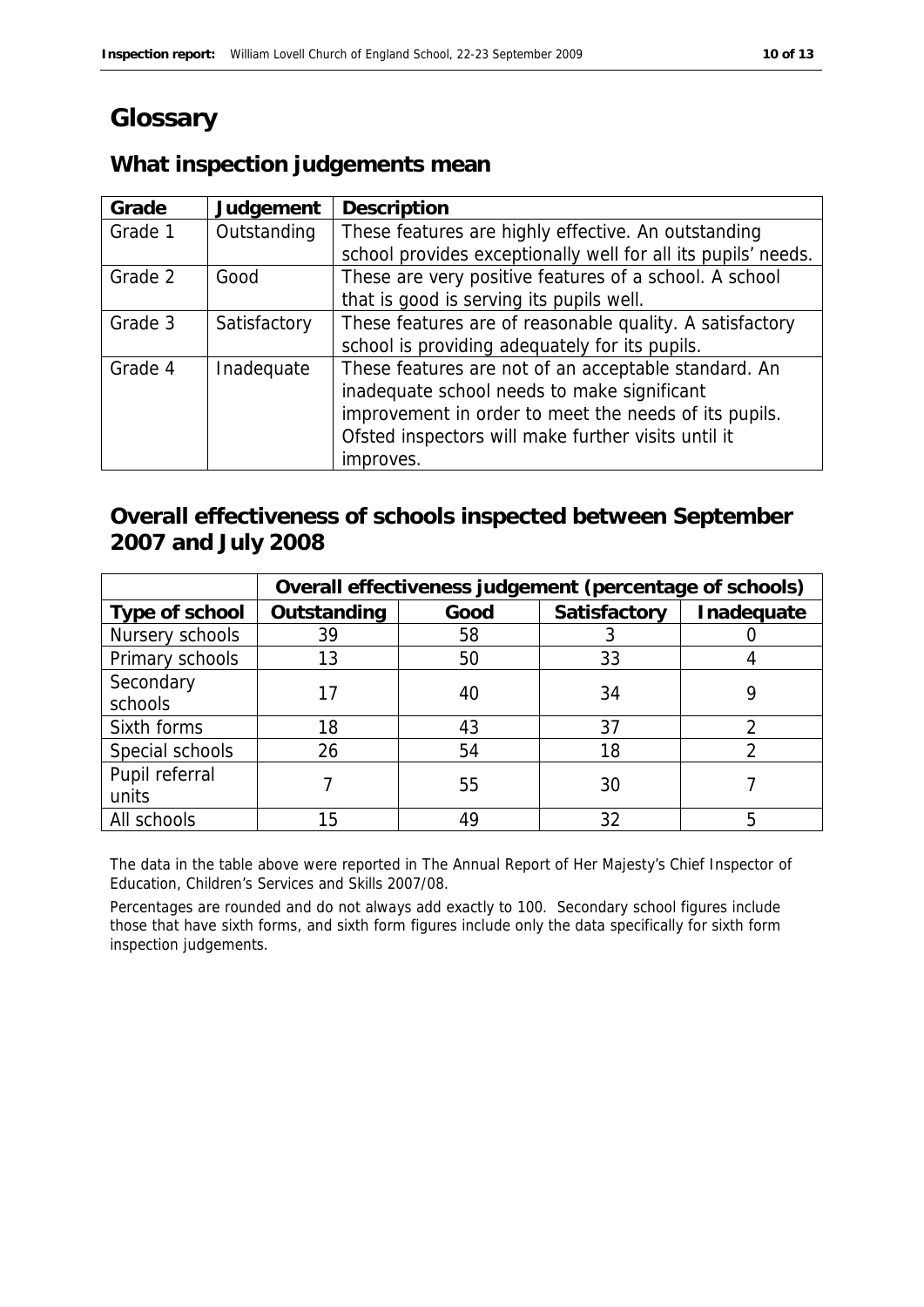# Glossary

## What inspection judgements mean

| Grade | Judgement | Description |
|---|---|---|
| Grade 1 | Outstanding | These features are highly effective. An outstanding school provides exceptionally well for all its pupils' needs. |
| Grade 2 | Good | These are very positive features of a school. A school that is good is serving its pupils well. |
| Grade 3 | Satisfactory | These features are of reasonable quality. A satisfactory school is providing adequately for its pupils. |
| Grade 4 | Inadequate | These features are not of an acceptable standard. An inadequate school needs to make significant improvement in order to meet the needs of its pupils. Ofsted inspectors will make further visits until it improves. |

## Overall effectiveness of schools inspected between September 2007 and July 2008

| | Overall effectiveness judgement (percentage of schools) | | | |
|---|---|---|---|---|
| Type of school | Outstanding | Good | Satisfactory | Inadequate |
| Nursery schools | 39 | 58 | 3 | 0 |
| Primary schools | 13 | 50 | 33 | 4 |
| Secondary schools | 17 | 40 | 34 | 9 |
| Sixth forms | 18 | 43 | 37 | 2 |
| Special schools | 26 | 54 | 18 | 2 |
| Pupil referral units | 7 | 55 | 30 | 7 |
| All schools | 15 | 49 | 32 | 5 |

The data in the table above were reported in The Annual Report of Her Majesty's Chief Inspector of Education, Children's Services and Skills 2007/08.

Percentages are rounded and do not always add exactly to 100. Secondary school figures include those that have sixth forms, and sixth form figures include only the data specifically for sixth form inspection judgements.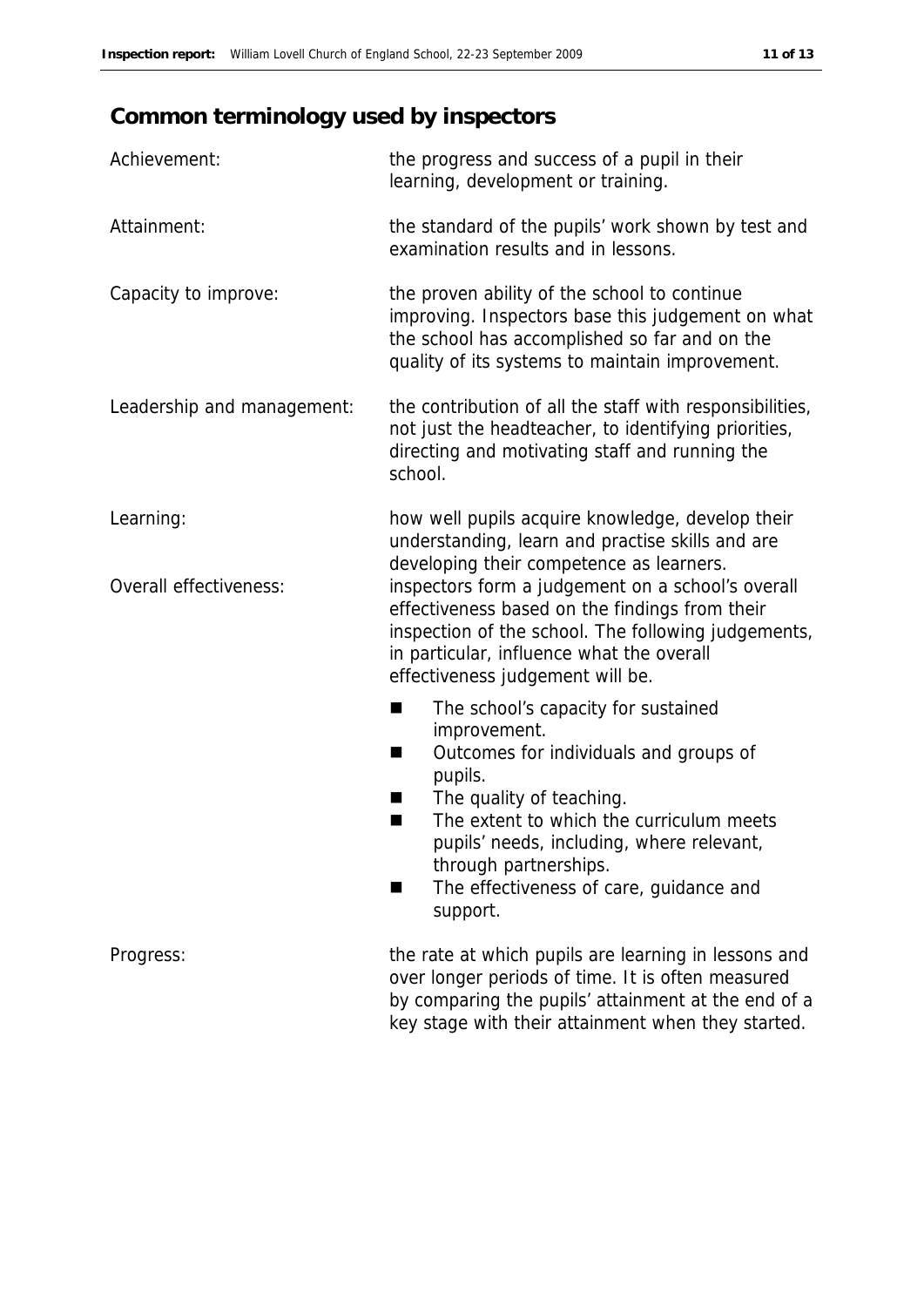## Common terminology used by inspectors

**Achievement:** the progress and success of a pupil in their learning, development or training.

**Attainment:** the standard of the pupils' work shown by test and examination results and in lessons.

**Capacity to improve:** the proven ability of the school to continue improving. Inspectors base this judgement on what the school has accomplished so far and on the quality of its systems to maintain improvement.

**Leadership and management:** the contribution of all the staff with responsibilities, not just the headteacher, to identifying priorities, directing and motivating staff and running the school.

**Learning:** how well pupils acquire knowledge, develop their understanding, learn and practise skills and are developing their competence as learners.

**Overall effectiveness:** inspectors form a judgement on a school's overall effectiveness based on the findings from their inspection of the school. The following judgements, in particular, influence what the overall effectiveness judgement will be.

- The school's capacity for sustained improvement.
- Outcomes for individuals and groups of pupils.
- The quality of teaching.
- The extent to which the curriculum meets pupils' needs, including, where relevant, through partnerships.
- The effectiveness of care, guidance and support.

**Progress:** the rate at which pupils are learning in lessons and over longer periods of time. It is often measured by comparing the pupils' attainment at the end of a key stage with their attainment when they started.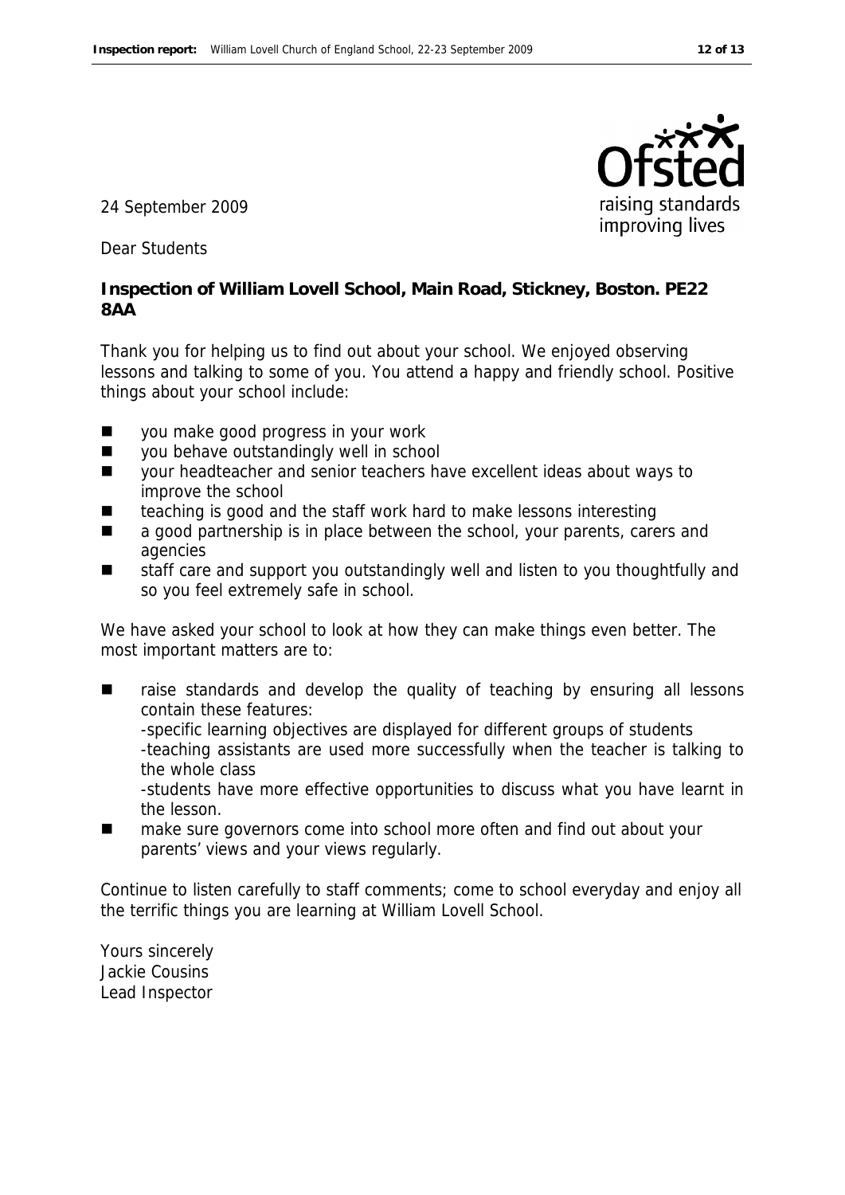24 September 2009

Dear Students

**Inspection of William Lovell School, Main Road, Stickney, Boston. PE22 8AA**

Thank you for helping us to find out about your school. We enjoyed observing lessons and talking to some of you. You attend a happy and friendly school. Positive things about your school include:

- you make good progress in your work
- you behave outstandingly well in school
- your headteacher and senior teachers have excellent ideas about ways to improve the school
- teaching is good and the staff work hard to make lessons interesting
- a good partnership is in place between the school, your parents, carers and agencies
- staff care and support you outstandingly well and listen to you thoughtfully and so you feel extremely safe in school.

We have asked your school to look at how they can make things even better. The most important matters are to:

- raise standards and develop the quality of teaching by ensuring all lessons contain these features:
  -specific learning objectives are displayed for different groups of students
  -teaching assistants are used more successfully when the teacher is talking to the whole class
  -students have more effective opportunities to discuss what you have learnt in the lesson.
- make sure governors come into school more often and find out about your parents' views and your views regularly.

Continue to listen carefully to staff comments; come to school everyday and enjoy all the terrific things you are learning at William Lovell School.

Yours sincerely
Jackie Cousins
Lead Inspector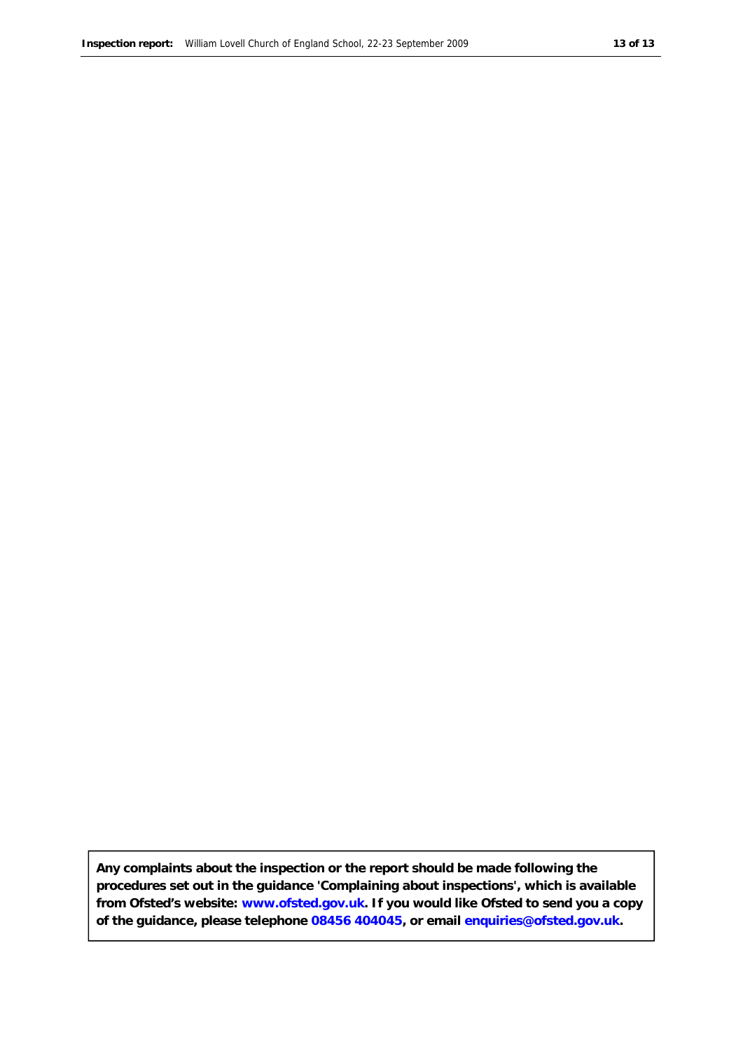**Any complaints about the inspection or the report should be made following the procedures set out in the guidance 'Complaining about inspections', which is available from Ofsted's website: www.ofsted.gov.uk. If you would like Ofsted to send you a copy of the guidance, please telephone 08456 404045, or email enquiries@ofsted.gov.uk.**